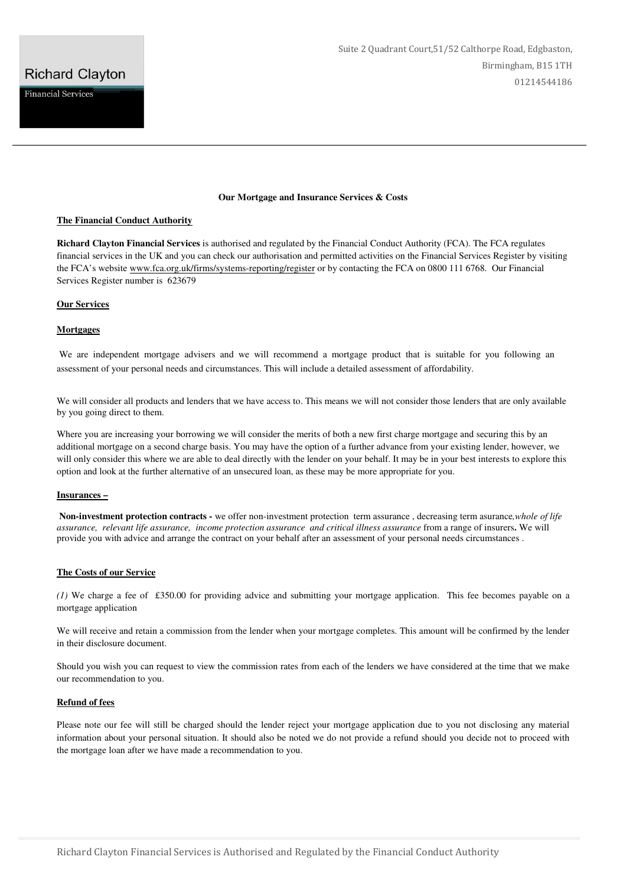**Richard Clayton**
Financial Services

Suite 2 Quadrant Court,51/52 Calthorpe Road, Edgbaston,
Birmingham, B15 1TH
01214544186

---

**Our Mortgage and Insurance Services & Costs**

**The Financial Conduct Authority**

**Richard Clayton Financial Services** is authorised and regulated by the Financial Conduct Authority (FCA). The FCA regulates financial services in the UK and you can check our authorisation and permitted activities on the Financial Services Register by visiting the FCA's website www.fca.org.uk/firms/systems-reporting/register or by contacting the FCA on 0800 111 6768. Our Financial Services Register number is 623679

**Our Services**

**Mortgages**

We are independent mortgage advisers and we will recommend a mortgage product that is suitable for you following an assessment of your personal needs and circumstances. This will include a detailed assessment of affordability.

We will consider all products and lenders that we have access to. This means we will not consider those lenders that are only available by you going direct to them.

Where you are increasing your borrowing we will consider the merits of both a new first charge mortgage and securing this by an additional mortgage on a second charge basis. You may have the option of a further advance from your existing lender, however, we will only consider this where we are able to deal directly with the lender on your behalf. It may be in your best interests to explore this option and look at the further alternative of an unsecured loan, as these may be more appropriate for you.

**Insurances –**

**Non-investment protection contracts -** we offer non-investment protection term assurance , decreasing term asurance,*whole of life assurance, relevant life assurance, income protection assurance and critical illness assurance* from a range of insurers**.** We will provide you with advice and arrange the contract on your behalf after an assessment of your personal needs circumstances .

**The Costs of our Service**

*(1)* We charge a fee of £350.00 for providing advice and submitting your mortgage application. This fee becomes payable on a mortgage application

We will receive and retain a commission from the lender when your mortgage completes. This amount will be confirmed by the lender in their disclosure document.

Should you wish you can request to view the commission rates from each of the lenders we have considered at the time that we make our recommendation to you.

**Refund of fees**

Please note our fee will still be charged should the lender reject your mortgage application due to you not disclosing any material information about your personal situation. It should also be noted we do not provide a refund should you decide not to proceed with the mortgage loan after we have made a recommendation to you.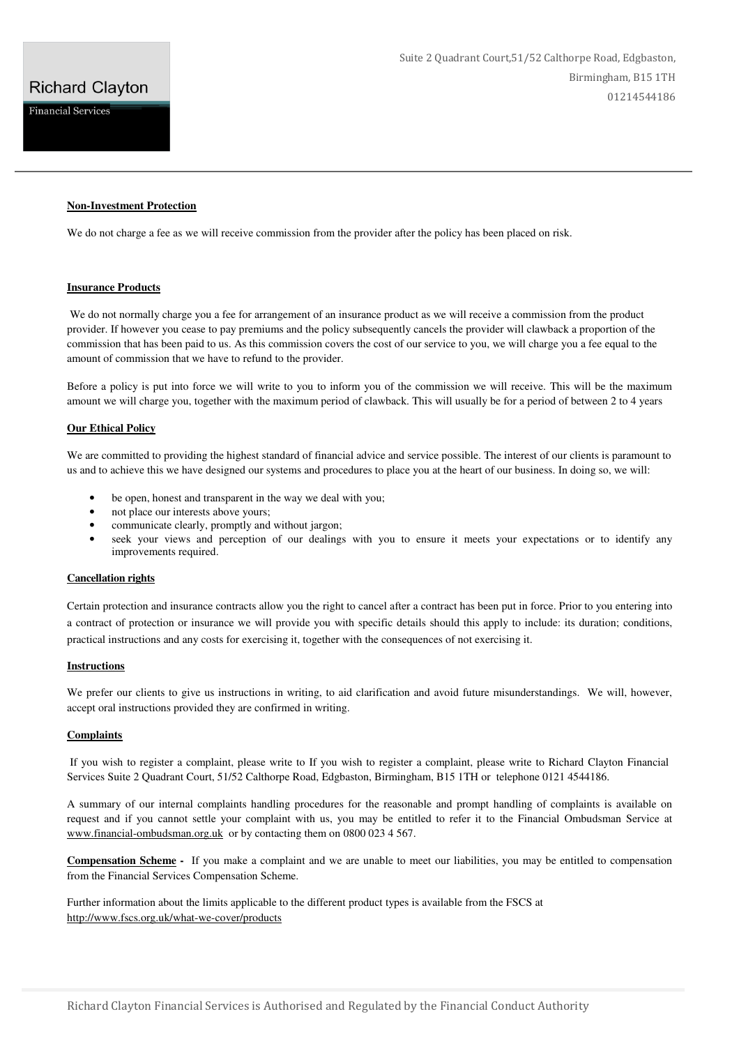#### **Non-Investment Protection**

We do not charge a fee as we will receive commission from the provider after the policy has been placed on risk.

#### **Insurance Products**

We do not normally charge you a fee for arrangement of an insurance product as we will receive a commission from the product provider. If however you cease to pay premiums and the policy subsequently cancels the provider will clawback a proportion of the commission that has been paid to us. As this commission covers the cost of our service to you, we will charge you a fee equal to the amount of commission that we have to refund to the provider.

Before a policy is put into force we will write to you to inform you of the commission we will receive. This will be the maximum amount we will charge you, together with the maximum period of clawback. This will usually be for a period of between 2 to 4 years

#### **Our Ethical Policy**

We are committed to providing the highest standard of financial advice and service possible. The interest of our clients is paramount to us and to achieve this we have designed our systems and procedures to place you at the heart of our business. In doing so, we will:

- be open, honest and transparent in the way we deal with you;
- not place our interests above yours;
- communicate clearly, promptly and without jargon;
- seek your views and perception of our dealings with you to ensure it meets your expectations or to identify any improvements required.

#### **Cancellation rights**

Certain protection and insurance contracts allow you the right to cancel after a contract has been put in force. Prior to you entering into a contract of protection or insurance we will provide you with specific details should this apply to include: its duration; conditions, practical instructions and any costs for exercising it, together with the consequences of not exercising it.

#### **Instructions**

We prefer our clients to give us instructions in writing, to aid clarification and avoid future misunderstandings. We will, however, accept oral instructions provided they are confirmed in writing.

#### **Complaints**

If you wish to register a complaint, please write to If you wish to register a complaint, please write to Richard Clayton Financial Services Suite 2 Quadrant Court, 51/52 Calthorpe Road, Edgbaston, Birmingham, B15 1TH or telephone 0121 4544186.

A summary of our internal complaints handling procedures for the reasonable and prompt handling of complaints is available on request and if you cannot settle your complaint with us, you may be entitled to refer it to the Financial Ombudsman Service at www.financial-ombudsman.org.uk or by contacting them on 0800 023 4 567.

**Compensation Scheme -** If you make a complaint and we are unable to meet our liabilities, you may be entitled to compensation from the Financial Services Compensation Scheme.

Further information about the limits applicable to the different product types is available from the FSCS at http://www.fscs.org.uk/what-we-cover/products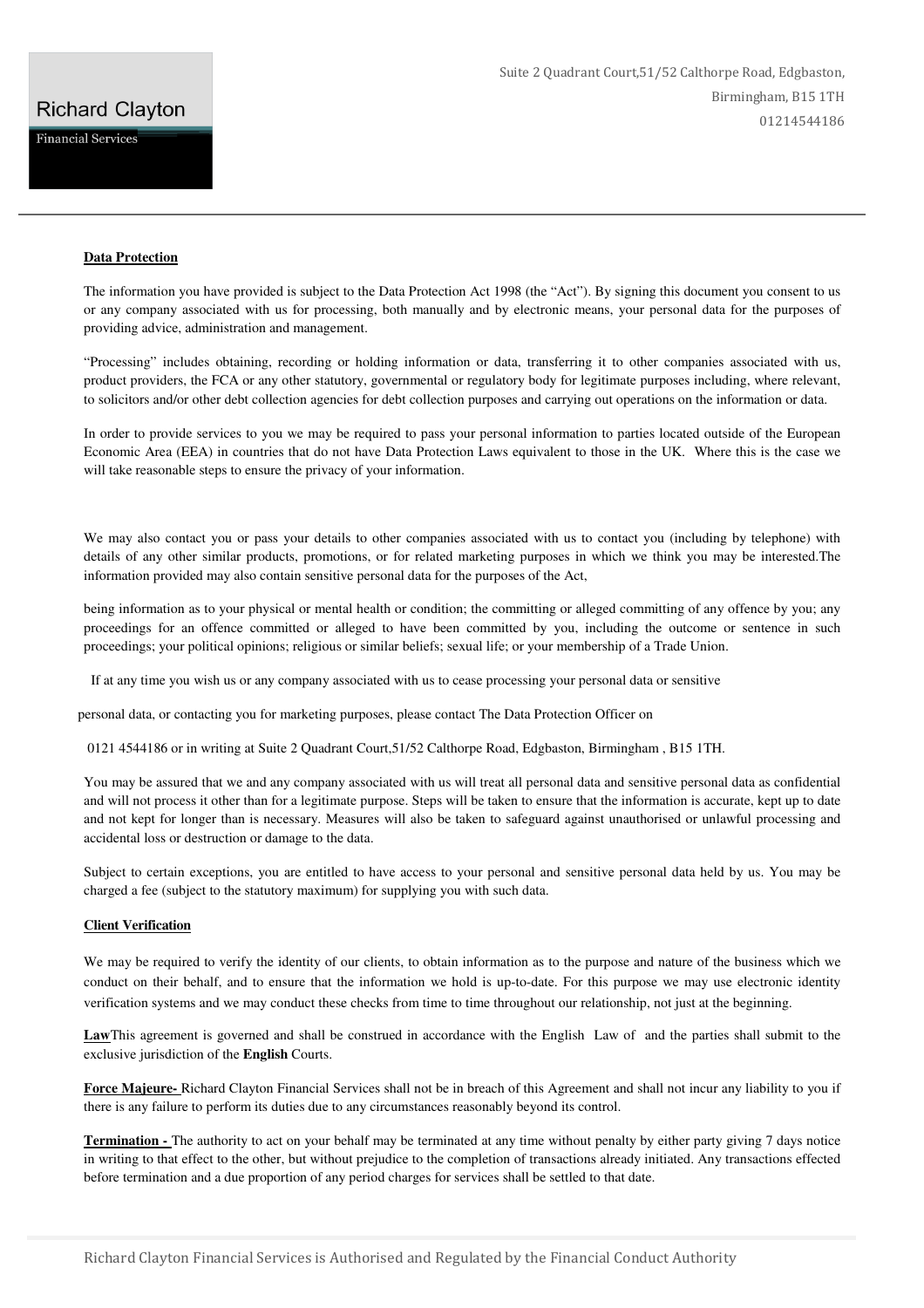**Data Protection**

The information you have provided is subject to the Data Protection Act 1998 (the "Act"). By signing this document you consent to us or any company associated with us for processing, both manually and by electronic means, your personal data for the purposes of providing advice, administration and management.

"Processing" includes obtaining, recording or holding information or data, transferring it to other companies associated with us, product providers, the FCA or any other statutory, governmental or regulatory body for legitimate purposes including, where relevant, to solicitors and/or other debt collection agencies for debt collection purposes and carrying out operations on the information or data.

In order to provide services to you we may be required to pass your personal information to parties located outside of the European Economic Area (EEA) in countries that do not have Data Protection Laws equivalent to those in the UK. Where this is the case we will take reasonable steps to ensure the privacy of your information.

We may also contact you or pass your details to other companies associated with us to contact you (including by telephone) with details of any other similar products, promotions, or for related marketing purposes in which we think you may be interested.The information provided may also contain sensitive personal data for the purposes of the Act,

being information as to your physical or mental health or condition; the committing or alleged committing of any offence by you; any proceedings for an offence committed or alleged to have been committed by you, including the outcome or sentence in such proceedings; your political opinions; religious or similar beliefs; sexual life; or your membership of a Trade Union.

If at any time you wish us or any company associated with us to cease processing your personal data or sensitive personal data, or contacting you for marketing purposes, please contact The Data Protection Officer on 0121 4544186 or in writing at Suite 2 Quadrant Court,51/52 Calthorpe Road, Edgbaston, Birmingham , B15 1TH.

You may be assured that we and any company associated with us will treat all personal data and sensitive personal data as confidential and will not process it other than for a legitimate purpose. Steps will be taken to ensure that the information is accurate, kept up to date and not kept for longer than is necessary. Measures will also be taken to safeguard against unauthorised or unlawful processing and accidental loss or destruction or damage to the data.

Subject to certain exceptions, you are entitled to have access to your personal and sensitive personal data held by us. You may be charged a fee (subject to the statutory maximum) for supplying you with such data.

**Client Verification**

We may be required to verify the identity of our clients, to obtain information as to the purpose and nature of the business which we conduct on their behalf, and to ensure that the information we hold is up-to-date. For this purpose we may use electronic identity verification systems and we may conduct these checks from time to time throughout our relationship, not just at the beginning.

**Law**This agreement is governed and shall be construed in accordance with the English Law of and the parties shall submit to the exclusive jurisdiction of the **English** Courts.

**Force Majeure-** Richard Clayton Financial Services shall not be in breach of this Agreement and shall not incur any liability to you if there is any failure to perform its duties due to any circumstances reasonably beyond its control.

**Termination -** The authority to act on your behalf may be terminated at any time without penalty by either party giving 7 days notice in writing to that effect to the other, but without prejudice to the completion of transactions already initiated. Any transactions effected before termination and a due proportion of any period charges for services shall be settled to that date.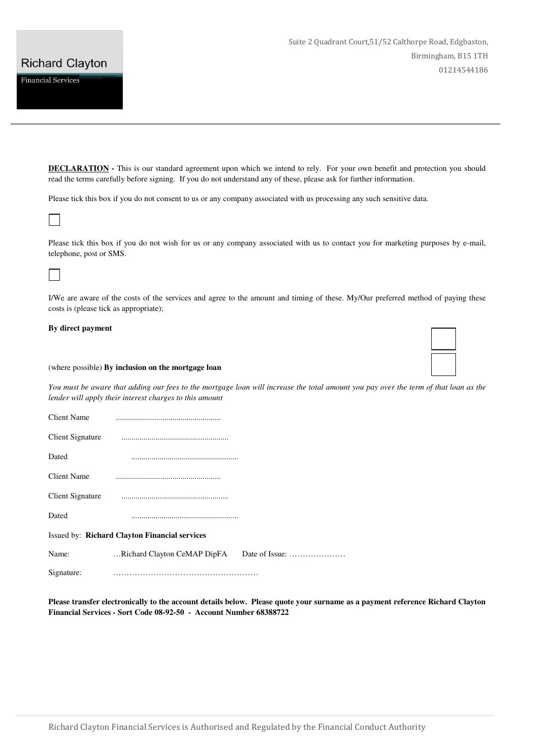Richard Clayton

Financial Services

Suite 2 Quadrant Court,51/52 Calthorpe Road, Edgbaston,
Birmingham, B15 1TH
01214544186

**DECLARATION -** This is our standard agreement upon which we intend to rely. For your own benefit and protection you should read the terms carefully before signing. If you do not understand any of these, please ask for further information.

Please tick this box if you do not consent to us or any company associated with us processing any such sensitive data.

☐

Please tick this box if you do not wish for us or any company associated with us to contact you for marketing purposes by e-mail, telephone, post or SMS.

☐

I/We are aware of the costs of the services and agree to the amount and timing of these. My/Our preferred method of paying these costs is (please tick as appropriate);

**By direct payment** ☐

(where possible) **By inclusion on the mortgage loan** ☐

*You must be aware that adding our fees to the mortgage loan will increase the total amount you pay over the term of that loan as the lender will apply their interest charges to this amount*

Client Name ....................................................

Client Signature ....................................................

Dated ....................................................

Client Name ....................................................

Client Signature ....................................................

Dated ....................................................

Issued by: **Richard Clayton Financial services**

Name: …Richard Clayton CeMAP DipFA Date of Issue: …………………

Signature: ………………………………………………

**Please transfer electronically to the account details below. Please quote your surname as a payment reference Richard Clayton Financial Services - Sort Code 08-92-50 - Account Number 68388722**

Richard Clayton Financial Services is Authorised and Regulated by the Financial Conduct Authority